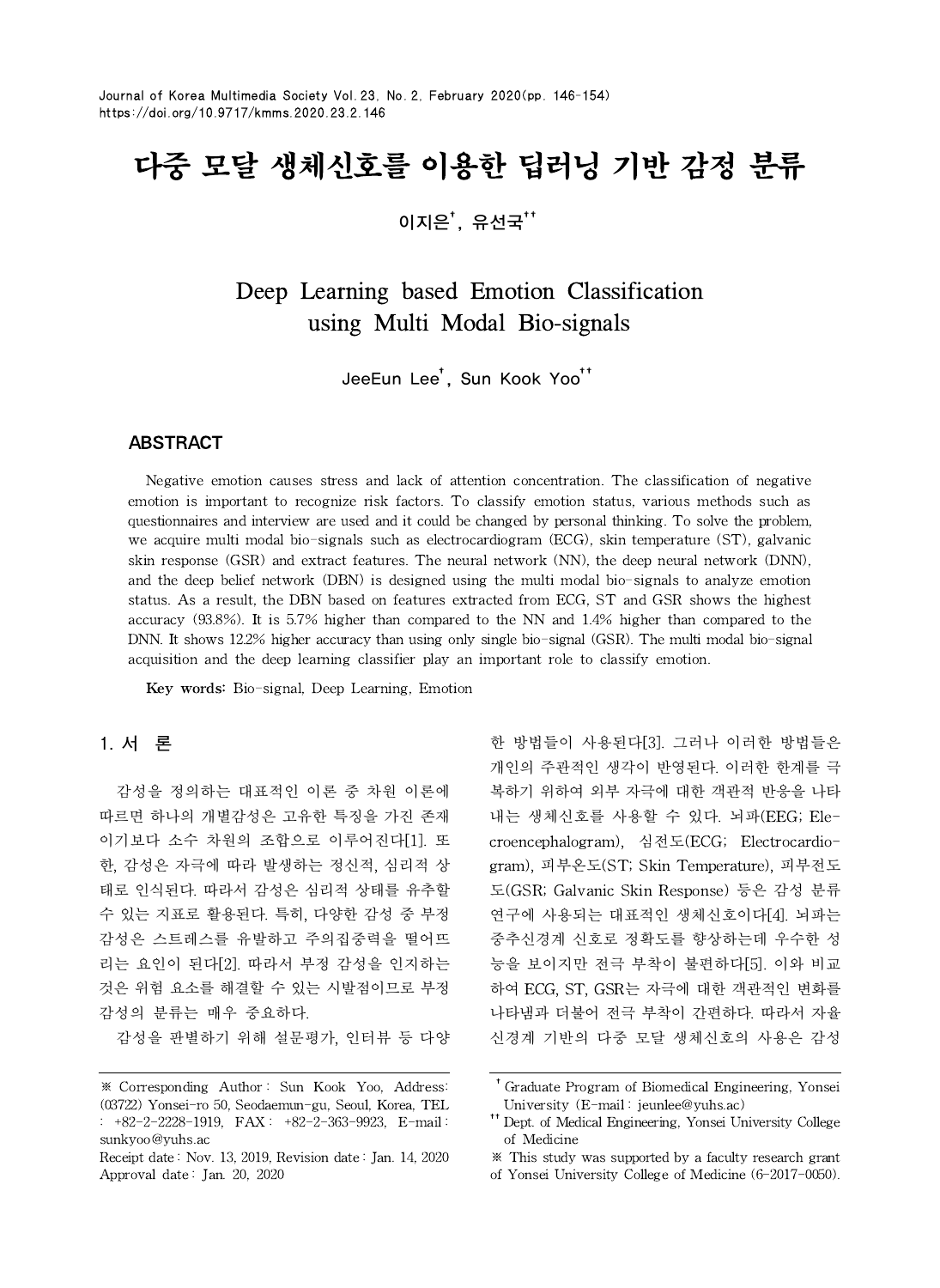# 다중 모달 생체신호를 이용한 딥러닝 기반 감정 분류

이지은[†], 유선국[††]

# Deep Learning based Emotion Classification using Multi Modal Bio-signals

JeeEun Lee[†], Sun Kook Yoo[††]

## ABSTRACT

Negative emotion causes stress and lack of attention concentration. The classification of negative emotion is important to recognize risk factors. To classify emotion status, various methods such as questionnaires and interview are used and it could be changed by personal thinking. To solve the problem, we acquire multi modal bio-signals such as electrocardiogram (ECG), skin temperature (ST), galvanic skin response (GSR) and extract features. The neural network (NN), the deep neural network (DNN), and the deep belief network (DBN) is designed using the multi modal bio-signals to analyze emotion status. As a result, the DBN based on features extracted from ECG, ST and GSR shows the highest accuracy (93.8%). It is 5.7% higher than compared to the NN and 1.4% higher than compared to the DNN. It shows 12.2% higher accuracy than using only single bio-signal (GSR). The multi modal bio-signal acquisition and the deep learning classifier play an important role to classify emotion.

**Key words:** Bio-signal, Deep Learning, Emotion

## 1. 서 론

감성을 정의하는 대표적인 이론 중 차원 이론에 따르면 하나의 개별감성은 고유한 특징을 가진 존재이기보다 소수 차원의 조합으로 이루어진다[1]. 또한, 감성은 자극에 따라 발생하는 정신적, 심리적 상태로 인식된다. 따라서 감성은 심리적 상태를 유추할 수 있는 지표로 활용된다. 특히, 다양한 감성 중 부정 감성은 스트레스를 유발하고 주의집중력을 떨어뜨리는 요인이 된다[2]. 따라서 부정 감성을 인지하는 것은 위험 요소를 해결할 수 있는 시발점이므로 부정 감성의 분류는 매우 중요하다.

감성을 판별하기 위해 설문평가, 인터뷰 등 다양한 방법들이 사용된다[3]. 그러나 이러한 방법들은 개인의 주관적인 생각이 반영된다. 이러한 한계를 극복하기 위하여 외부 자극에 대한 객관적 반응을 나타내는 생체신호를 사용할 수 있다. 뇌파(EEG; Elecroencephalogram), 심전도(ECG; Electrocardiogram), 피부온도(ST; Skin Temperature), 피부전도도(GSR; Galvanic Skin Response) 등은 감성 분류 연구에 사용되는 대표적인 생체신호이다[4]. 뇌파는 중추신경계 신호로 정확도를 향상하는데 우수한 성능을 보이지만 전극 부착이 불편하다[5]. 이와 비교하여 ECG, ST, GSR는 자극에 대한 객관적인 변화를 나타냄과 더불어 전극 부착이 간편하다. 따라서 자율신경계 기반의 다중 모달 생체신호의 사용은 감성

---

※ Corresponding Author : Sun Kook Yoo, Address: (03722) Yonsei-ro 50, Seodaemun-gu, Seoul, Korea, TEL : +82-2-2228-1919, FAX : +82-2-363-9923, E-mail : sunkyoo@yuhs.ac

Receipt date : Nov. 13, 2019, Revision date : Jan. 14, 2020
Approval date : Jan. 20, 2020

[†] Graduate Program of Biomedical Engineering, Yonsei University (E-mail : jeunlee@yuhs.ac)

[††] Dept. of Medical Engineering, Yonsei University College of Medicine

※ This study was supported by a faculty research grant of Yonsei University College of Medicine (6-2017-0050).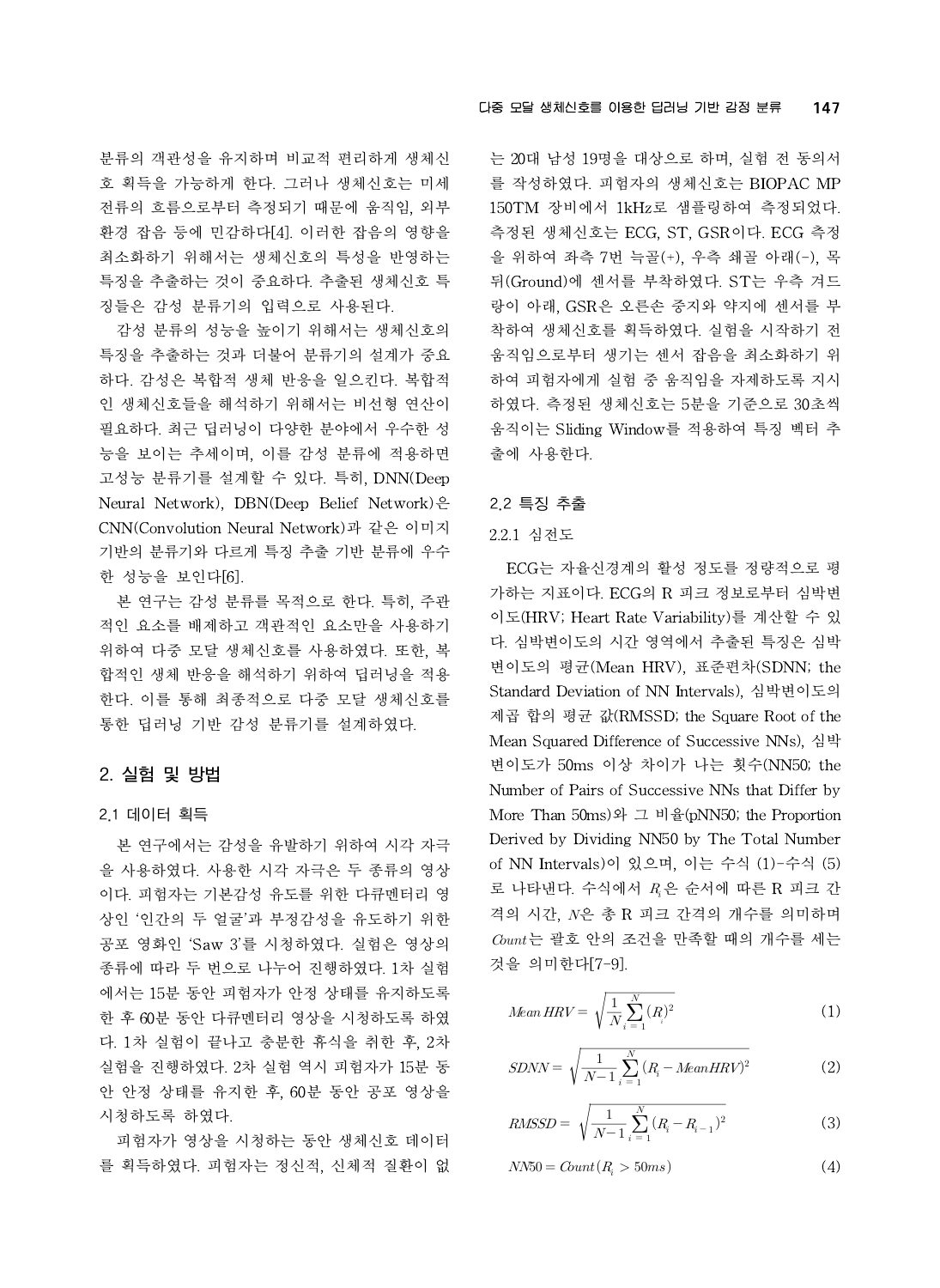분류의 객관성을 유지하며 비교적 편리하게 생체신호 획득을 가능하게 한다. 그러나 생체신호는 미세 전류의 흐름으로부터 측정되기 때문에 움직임, 외부 환경 잡음 등에 민감하다[4]. 이러한 잡음의 영향을 최소화하기 위해서는 생체신호의 특성을 반영하는 특징을 추출하는 것이 중요하다. 추출된 생체신호 특징들은 감성 분류기의 입력으로 사용된다.

감성 분류의 성능을 높이기 위해서는 생체신호의 특징을 추출하는 것과 더불어 분류기의 설계가 중요하다. 감성은 복합적 생체 반응을 일으킨다. 복합적인 생체신호들을 해석하기 위해서는 비선형 연산이 필요하다. 최근 딥러닝이 다양한 분야에서 우수한 성능을 보이는 추세이며, 이를 감성 분류에 적용하면 고성능 분류기를 설계할 수 있다. 특히, DNN(Deep Neural Network), DBN(Deep Belief Network)은 CNN(Convolution Neural Network)과 같은 이미지 기반의 분류기와 다르게 특징 추출 기반 분류에 우수한 성능을 보인다[6].

본 연구는 감성 분류를 목적으로 한다. 특히, 주관적인 요소를 배제하고 객관적인 요소만을 사용하기 위하여 다중 모달 생체신호를 사용하였다. 또한, 복합적인 생체 반응을 해석하기 위하여 딥러닝을 적용한다. 이를 통해 최종적으로 다중 모달 생체신호를 통한 딥러닝 기반 감성 분류기를 설계하였다.

## 2. 실험 및 방법

### 2.1 데이터 획득

본 연구에서는 감성을 유발하기 위하여 시각 자극을 사용하였다. 사용한 시각 자극은 두 종류의 영상이다. 피험자는 기본감성 유도를 위한 다큐멘터리 영상인 '인간의 두 얼굴'과 부정감성을 유도하기 위한 공포 영화인 'Saw 3'를 시청하였다. 실험은 영상의 종류에 따라 두 번으로 나누어 진행하였다. 1차 실험에서는 15분 동안 피험자가 안정 상태를 유지하도록 한 후 60분 동안 다큐멘터리 영상을 시청하도록 하였다. 1차 실험이 끝나고 충분한 휴식을 취한 후, 2차 실험을 진행하였다. 2차 실험 역시 피험자가 15분 동안 안정 상태를 유지한 후, 60분 동안 공포 영상을 시청하도록 하였다.

피험자가 영상을 시청하는 동안 생체신호 데이터를 획득하였다. 피험자는 정신적, 신체적 질환이 없는 20대 남성 19명을 대상으로 하며, 실험 전 동의서를 작성하였다. 피험자의 생체신호는 BIOPAC MP 150TM 장비에서 1kHz로 샘플링하여 측정되었다. 측정된 생체신호는 ECG, ST, GSR이다. ECG 측정을 위하여 좌측 7번 늑골(+), 우측 쇄골 아래(-), 목 뒤(Ground)에 센서를 부착하였다. ST는 우측 겨드랑이 아래, GSR은 오른손 중지와 약지에 센서를 부착하여 생체신호를 획득하였다. 실험을 시작하기 전 움직임으로부터 생기는 센서 잡음을 최소화하기 위하여 피험자에게 실험 중 움직임을 자제하도록 지시하였다. 측정된 생체신호는 5분을 기준으로 30초씩 움직이는 Sliding Window를 적용하여 특징 벡터 추출에 사용한다.

### 2.2 특징 추출

#### 2.2.1 심전도

ECG는 자율신경계의 활성 정도를 정량적으로 평가하는 지표이다. ECG의 R 피크 정보로부터 심박변이도(HRV; Heart Rate Variability)를 계산할 수 있다. 심박변이도의 시간 영역에서 추출된 특징은 심박변이도의 평균(Mean HRV), 표준편차(SDNN; the Standard Deviation of NN Intervals), 심박변이도의 제곱 합의 평균 값(RMSSD; the Square Root of the Mean Squared Difference of Successive NNs), 심박변이도가 50ms 이상 차이가 나는 횟수(NN50; the Number of Pairs of Successive NNs that Differ by More Than 50ms)와 그 비율(pNN50; the Proportion Derived by Dividing NN50 by The Total Number of NN Intervals)이 있으며, 이는 수식 (1)-수식 (5)로 나타낸다. 수식에서 $R_i$은 순서에 따른 R 피크 간격의 시간, $N$은 총 R 피크 간격의 개수를 의미하며 $Count$는 괄호 안의 조건을 만족할 때의 개수를 세는 것을 의미한다[7-9].

$$Mean\,HRV = \sqrt{\frac{1}{N}\sum_{i=1}^{N}(R_i)^2} \tag{1}$$

$$SDNN = \sqrt{\frac{1}{N-1}\sum_{i=1}^{N}(R_i - Mean\,HRV)^2} \tag{2}$$

$$RMSSD = \sqrt{\frac{1}{N-1}\sum_{i=1}^{N}(R_i - R_{i-1})^2} \tag{3}$$

$$NN50 = Count(R_i > 50ms) \tag{4}$$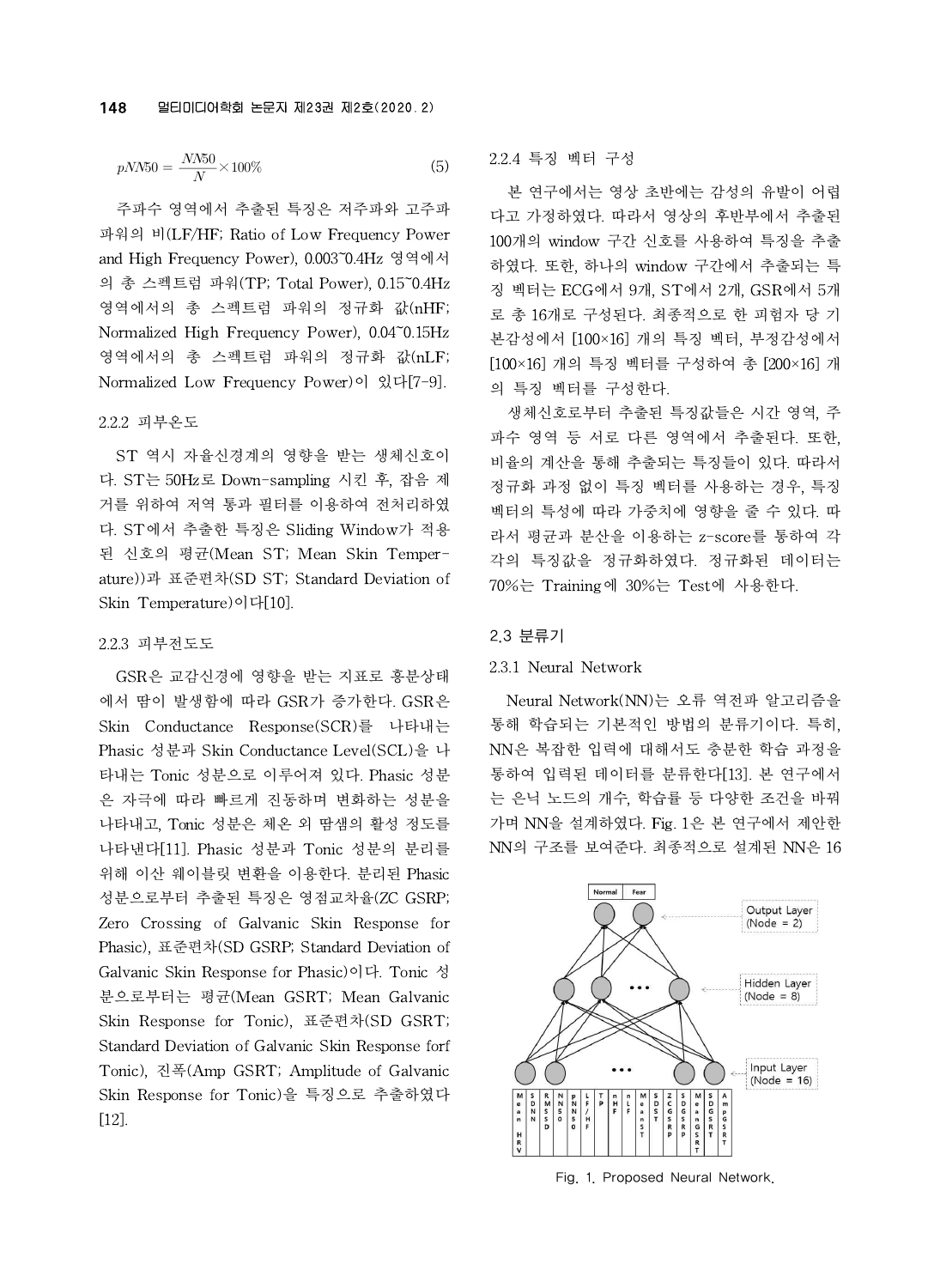$$pNN50 = \frac{NN50}{N} \times 100\% \tag{5}$$

주파수 영역에서 추출된 특징은 저주파와 고주파 파워의 비(LF/HF; Ratio of Low Frequency Power and High Frequency Power), 0.003~0.4Hz 영역에서의 총 스펙트럼 파워(TP; Total Power), 0.15~0.4Hz 영역에서의 총 스펙트럼 파워의 정규화 값(nHF; Normalized High Frequency Power), 0.04~0.15Hz 영역에서의 총 스펙트럼 파워의 정규화 값(nLF; Normalized Low Frequency Power)이 있다[7-9].

### 2.2.2 피부온도

ST 역시 자율신경계의 영향을 받는 생체신호이다. ST는 50Hz로 Down-sampling 시킨 후, 잡음 제거를 위하여 저역 통과 필터를 이용하여 전처리하였다. ST에서 추출한 특징은 Sliding Window가 적용된 신호의 평균(Mean ST; Mean Skin Temperature))과 표준편차(SD ST; Standard Deviation of Skin Temperature)이다[10].

### 2.2.3 피부전도도

GSR은 교감신경에 영향을 받는 지표로 흥분상태에서 땀이 발생함에 따라 GSR가 증가한다. GSR은 Skin Conductance Response(SCR)를 나타내는 Phasic 성분과 Skin Conductance Level(SCL)을 나타내는 Tonic 성분으로 이루어져 있다. Phasic 성분은 자극에 따라 빠르게 진동하며 변화하는 성분을 나타내고, Tonic 성분은 체온 외 땀샘의 활성 정도를 나타낸다[11]. Phasic 성분과 Tonic 성분의 분리를 위해 이산 웨이블릿 변환을 이용한다. 분리된 Phasic 성분으로부터 추출된 특징은 영점교차율(ZC GSRP; Zero Crossing of Galvanic Skin Response for Phasic), 표준편차(SD GSRP; Standard Deviation of Galvanic Skin Response for Phasic)이다. Tonic 성분으로부터는 평균(Mean GSRT; Mean Galvanic Skin Response for Tonic), 표준편차(SD GSRT; Standard Deviation of Galvanic Skin Response forf Tonic), 진폭(Amp GSRT; Amplitude of Galvanic Skin Response for Tonic)을 특징으로 추출하였다[12].

### 2.2.4 특징 벡터 구성

본 연구에서는 영상 초반에는 감성의 유발이 어렵다고 가정하였다. 따라서 영상의 후반부에서 추출된 100개의 window 구간 신호를 사용하여 특징을 추출하였다. 또한, 하나의 window 구간에서 추출되는 특징 벡터는 ECG에서 9개, ST에서 2개, GSR에서 5개로 총 16개로 구성된다. 최종적으로 한 피험자 당 기본감성에서 [100×16] 개의 특징 벡터, 부정감성에서 [100×16] 개의 특징 벡터를 구성하여 총 [200×16] 개의 특징 벡터를 구성한다.

생체신호로부터 추출된 특징값들은 시간 영역, 주파수 영역 등 서로 다른 영역에서 추출된다. 또한, 비율의 계산을 통해 추출되는 특징들이 있다. 따라서 정규화 과정 없이 특징 벡터를 사용하는 경우, 특징 벡터의 특성에 따라 가중치에 영향을 줄 수 있다. 따라서 평균과 분산을 이용하는 z-score를 통하여 각각의 특징값을 정규화하였다. 정규화된 데이터는 70%는 Training에 30%는 Test에 사용한다.

## 2.3 분류기

### 2.3.1 Neural Network

Neural Network(NN)는 오류 역전파 알고리즘을 통해 학습되는 기본적인 방법의 분류기이다. 특히, NN은 복잡한 입력에 대해서도 충분한 학습 과정을 통하여 입력된 데이터를 분류한다[13]. 본 연구에서는 은닉 노드의 개수, 학습률 등 다양한 조건을 바꿔가며 NN을 설계하였다. Fig. 1은 본 연구에서 제안한 NN의 구조를 보여준다. 최종적으로 설계된 NN은 16

Fig. 1. Proposed Neural Network.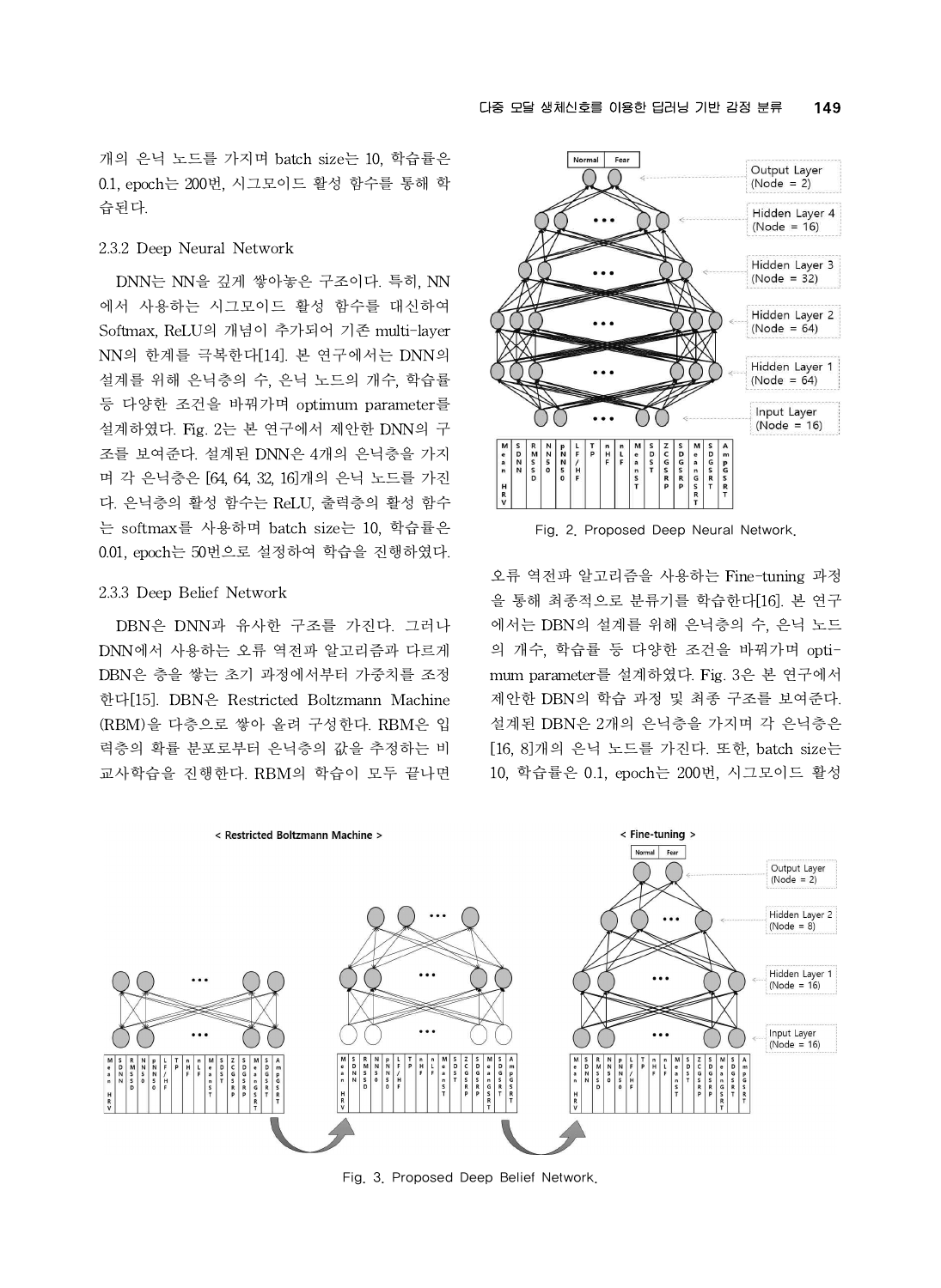개의 은닉 노드를 가지며 batch size는 10, 학습률은 0.1, epoch는 200번, 시그모이드 활성 함수를 통해 학습된다.

2.3.2 Deep Neural Network

DNN는 NN을 깊게 쌓아놓은 구조이다. 특히, NN에서 사용하는 시그모이드 활성 함수를 대신하여 Softmax, ReLU의 개념이 추가되어 기존 multi-layer NN의 한계를 극복한다[14]. 본 연구에서는 DNN의 설계를 위해 은닉층의 수, 은닉 노드의 개수, 학습률 등 다양한 조건을 바꿔가며 optimum parameter를 설계하였다. Fig. 2는 본 연구에서 제안한 DNN의 구조를 보여준다. 설계된 DNN은 4개의 은닉층을 가지며 각 은닉층은 [64, 64, 32, 16]개의 은닉 노드를 가진다. 은닉층의 활성 함수는 ReLU, 출력층의 활성 함수는 softmax를 사용하며 batch size는 10, 학습률은 0.01, epoch는 50번으로 설정하여 학습을 진행하였다.

Fig. 2. Proposed Deep Neural Network.

2.3.3 Deep Belief Network

DBN은 DNN과 유사한 구조를 가진다. 그러나 DNN에서 사용하는 오류 역전파 알고리즘과 다르게 DBN은 층을 쌓는 초기 과정에서부터 가중치를 조정한다[15]. DBN은 Restricted Boltzmann Machine (RBM)을 다층으로 쌓아 올려 구성한다. RBM은 입력층의 확률 분포로부터 은닉층의 값을 추정하는 비교사학습을 진행한다. RBM의 학습이 모두 끝나면 오류 역전파 알고리즘을 사용하는 Fine-tuning 과정을 통해 최종적으로 분류기를 학습한다[16]. 본 연구에서는 DBN의 설계를 위해 은닉층의 수, 은닉 노드의 개수, 학습률 등 다양한 조건을 바꿔가며 optimum parameter를 설계하였다. Fig. 3은 본 연구에서 제안한 DBN의 학습 과정 및 최종 구조를 보여준다. 설계된 DBN은 2개의 은닉층을 가지며 각 은닉층은 [16, 8]개의 은닉 노드를 가진다. 또한, batch size는 10, 학습률은 0.1, epoch는 200번, 시그모이드 활성

Fig. 3. Proposed Deep Belief Network.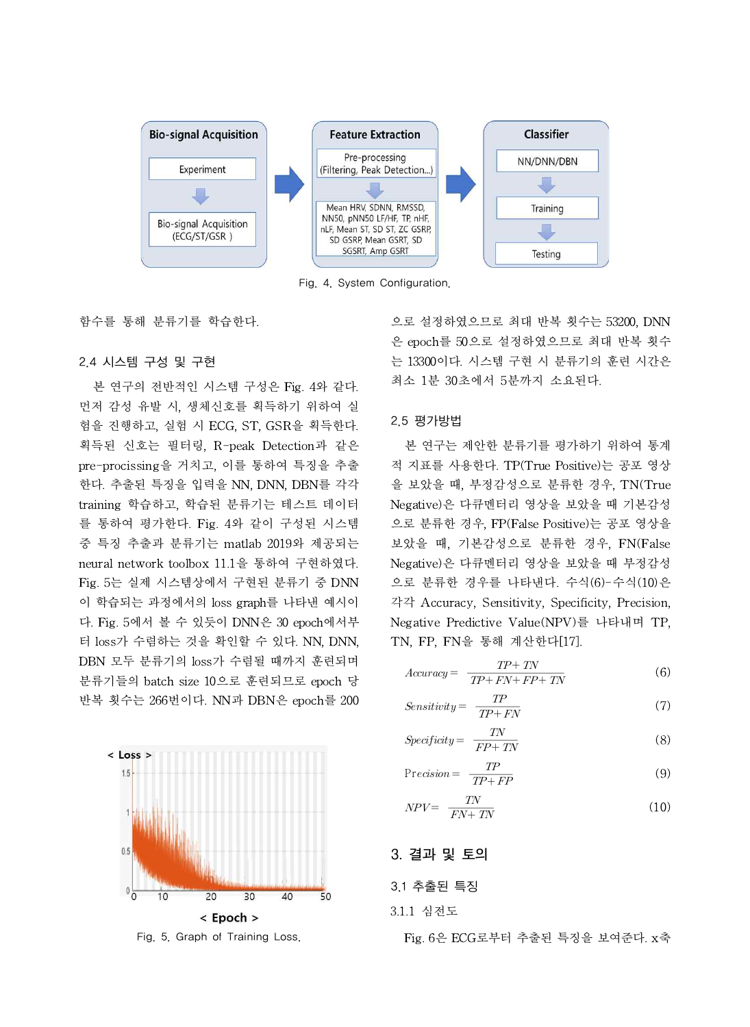Fig. 4. System Configuration.

함수를 통해 분류기를 학습한다.

## 2.4 시스템 구성 및 구현

본 연구의 전반적인 시스템 구성은 Fig. 4와 같다. 먼저 감성 유발 시, 생체신호를 획득하기 위하여 실험을 진행하고, 실험 시 ECG, ST, GSR을 획득한다. 획득된 신호는 필터링, R-peak Detection과 같은 pre-processing을 거치고, 이를 통하여 특징을 추출한다. 추출된 특징을 입력으로 NN, DNN, DBN를 각각 training 학습하고, 학습된 분류기는 테스트 데이터를 통하여 평가한다. Fig. 4와 같이 구성된 시스템 중 특징 추출과 분류기는 matlab 2019와 제공되는 neural network toolbox 11.1을 통하여 구현하였다. Fig. 5는 실제 시스템상에서 구현된 분류기 중 DNN이 학습되는 과정에서의 loss graph를 나타낸 예시이다. Fig. 5에서 볼 수 있듯이 DNN은 30 epoch에서부터 loss가 수렴하는 것을 확인할 수 있다. NN, DNN, DBN 모두 분류기의 loss가 수렴될 때까지 훈련되며 분류기들의 batch size 10으로 훈련되므로 epoch 당 반복 횟수는 266번이다. NN과 DBN은 epoch를 200으로 설정하였으므로 최대 반복 횟수는 53200, DNN은 epoch를 50으로 설정하였으므로 최대 반복 횟수는 13300이다. 시스템 구현 시 분류기의 훈련 시간은 최소 1분 30초에서 5분까지 소요된다.

Fig. 5. Graph of Training Loss.

## 2.5 평가방법

본 연구는 제안한 분류기를 평가하기 위하여 통계적 지표를 사용한다. TP(True Positive)는 공포 영상을 보았을 때, 부정감성으로 분류한 경우, TN(True Negative)은 다큐멘터리 영상을 보았을 때 기본감성으로 분류한 경우, FP(False Positive)는 공포 영상을 보았을 때, 기본감성으로 분류한 경우, FN(False Negative)은 다큐멘터리 영상을 보았을 때 부정감성으로 분류한 경우를 나타낸다. 수식(6)-수식(10)은 각각 Accuracy, Sensitivity, Specificity, Precision, Negative Predictive Value(NPV)를 나타내며 TP, TN, FP, FN을 통해 계산한다[17].

$$Accuracy = \frac{TP + TN}{TP + FN + FP + TN} \tag{6}$$

$$Sensitivity = \frac{TP}{TP + FN} \tag{7}$$

$$Specificity = \frac{TN}{FP + TN} \tag{8}$$

$$Precision = \frac{TP}{TP + FP} \tag{9}$$

$$NPV = \frac{TN}{FN + TN} \tag{10}$$

# 3. 결과 및 토의

## 3.1 추출된 특징

### 3.1.1 심전도

Fig. 6은 ECG로부터 추출된 특징을 보여준다. x축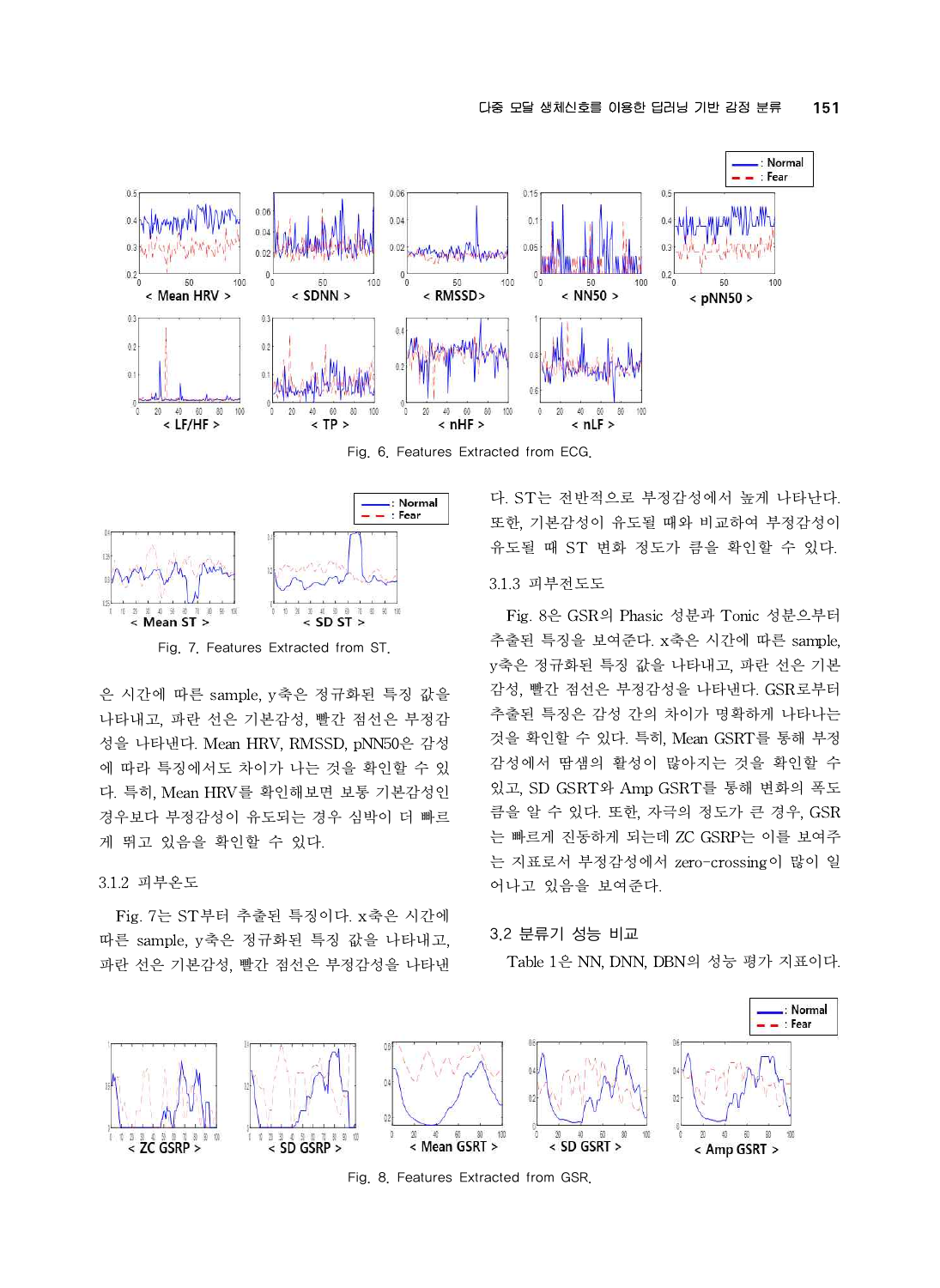Fig. 6. Features Extracted from ECG.

Fig. 7. Features Extracted from ST.

은 시간에 따른 sample, y축은 정규화된 특징 값을 나타내고, 파란 선은 기본감성, 빨간 점선은 부정감성을 나타낸다. Mean HRV, RMSSD, pNN50은 감성에 따라 특징에서도 차이가 나는 것을 확인할 수 있다. 특히, Mean HRV를 확인해보면 보통 기본감성인 경우보다 부정감성이 유도되는 경우 심박이 더 빠르게 뛰고 있음을 확인할 수 있다.

### 3.1.2 피부온도

Fig. 7는 ST부터 추출된 특징이다. x축은 시간에 따른 sample, y축은 정규화된 특징 값을 나타내고, 파란 선은 기본감성, 빨간 점선은 부정감성을 나타낸다. ST는 전반적으로 부정감성에서 높게 나타난다. 또한, 기본감성이 유도될 때와 비교하여 부정감성이 유도될 때 ST 변화 정도가 큼을 확인할 수 있다.

### 3.1.3 피부전도도

Fig. 8은 GSR의 Phasic 성분과 Tonic 성분으로부터 추출된 특징을 보여준다. x축은 시간에 따른 sample, y축은 정규화된 특징 값을 나타내고, 파란 선은 기본감성, 빨간 점선은 부정감성을 나타낸다. GSR로부터 추출된 특징은 감성 간의 차이가 명확하게 나타나는 것을 확인할 수 있다. 특히, Mean GSRT를 통해 부정감성에서 땀샘의 활성이 많아지는 것을 확인할 수 있고, SD GSRT와 Amp GSRT를 통해 변화의 폭도 큼을 알 수 있다. 또한, 자극의 정도가 큰 경우, GSR는 빠르게 진동하게 되는데 ZC GSRP는 이를 보여주는 지표로서 부정감성에서 zero-crossing이 많이 일어나고 있음을 보여준다.

## 3.2 분류기 성능 비교

Table 1은 NN, DNN, DBN의 성능 평가 지표이다.

Fig. 8. Features Extracted from GSR.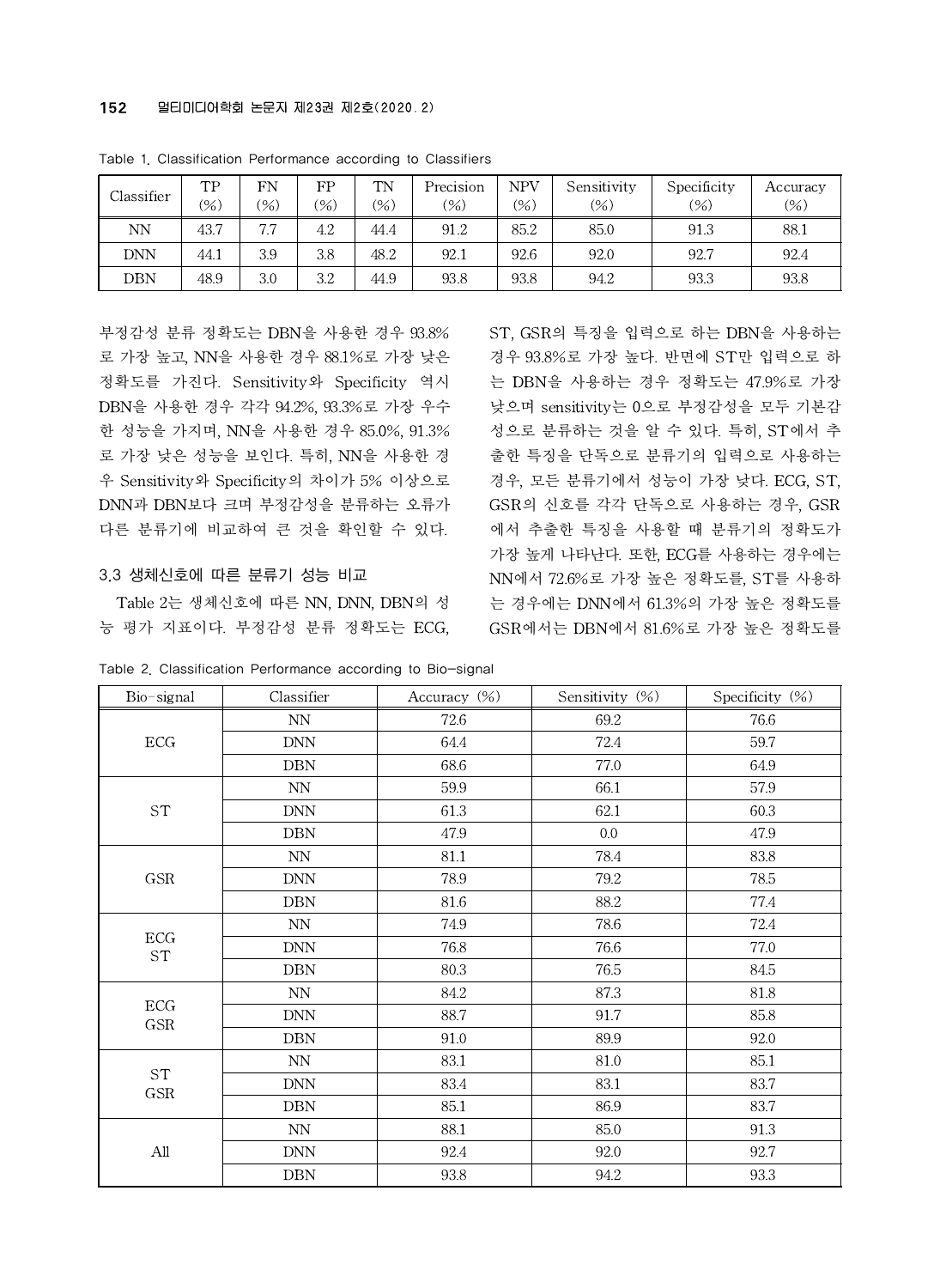Table 1. Classification Performance according to Classifiers

| Classifier | TP (%) | FN (%) | FP (%) | TN (%) | Precision (%) | NPV (%) | Sensitivity (%) | Specificity (%) | Accuracy (%) |
|---|---|---|---|---|---|---|---|---|---|
| NN | 43.7 | 7.7 | 4.2 | 44.4 | 91.2 | 85.2 | 85.0 | 91.3 | 88.1 |
| DNN | 44.1 | 3.9 | 3.8 | 48.2 | 92.1 | 92.6 | 92.0 | 92.7 | 92.4 |
| DBN | 48.9 | 3.0 | 3.2 | 44.9 | 93.8 | 93.8 | 94.2 | 93.3 | 93.8 |

부정감성 분류 정확도는 DBN을 사용한 경우 93.8%로 가장 높고, NN을 사용한 경우 88.1%로 가장 낮은 정확도를 가진다. Sensitivity와 Specificity 역시 DBN을 사용한 경우 각각 94.2%, 93.3%로 가장 우수한 성능을 가지며, NN을 사용한 경우 85.0%, 91.3%로 가장 낮은 성능을 보인다. 특히, NN을 사용한 경우 Sensitivity와 Specificity의 차이가 5% 이상으로 DNN과 DBN보다 크며 부정감성을 분류하는 오류가 다른 분류기에 비교하여 큰 것을 확인할 수 있다.

### 3.3 생체신호에 따른 분류기 성능 비교

Table 2는 생체신호에 따른 NN, DNN, DBN의 성능 평가 지표이다. 부정감성 분류 정확도는 ECG, ST, GSR의 특징을 입력으로 하는 DBN을 사용하는 경우 93.8%로 가장 높다. 반면에 ST만 입력으로 하는 DBN을 사용하는 경우 정확도는 47.9%로 가장 낮으며 sensitivity는 0으로 부정감성을 모두 기본감성으로 분류하는 것을 알 수 있다. 특히, ST에서 추출한 특징을 단독으로 분류기의 입력으로 사용하는 경우, 모든 분류기에서 성능이 가장 낮다. ECG, ST, GSR의 신호를 각각 단독으로 사용하는 경우, GSR에서 추출한 특징을 사용할 때 분류기의 정확도가 가장 높게 나타난다. 또한, ECG를 사용하는 경우에는 NN에서 72.6%로 가장 높은 정확도를, ST를 사용하는 경우에는 DNN에서 61.3%의 가장 높은 정확도를 GSR에서는 DBN에서 81.6%로 가장 높은 정확도를

Table 2. Classification Performance according to Bio-signal

| Bio-signal | Classifier | Accuracy (%) | Sensitivity (%) | Specificity (%) |
|---|---|---|---|---|
| ECG | NN | 72.6 | 69.2 | 76.6 |
| | DNN | 64.4 | 72.4 | 59.7 |
| | DBN | 68.6 | 77.0 | 64.9 |
| ST | NN | 59.9 | 66.1 | 57.9 |
| | DNN | 61.3 | 62.1 | 60.3 |
| | DBN | 47.9 | 0.0 | 47.9 |
| GSR | NN | 81.1 | 78.4 | 83.8 |
| | DNN | 78.9 | 79.2 | 78.5 |
| | DBN | 81.6 | 88.2 | 77.4 |
| ECG ST | NN | 74.9 | 78.6 | 72.4 |
| | DNN | 76.8 | 76.6 | 77.0 |
| | DBN | 80.3 | 76.5 | 84.5 |
| ECG GSR | NN | 84.2 | 87.3 | 81.8 |
| | DNN | 88.7 | 91.7 | 85.8 |
| | DBN | 91.0 | 89.9 | 92.0 |
| ST GSR | NN | 83.1 | 81.0 | 85.1 |
| | DNN | 83.4 | 83.1 | 83.7 |
| | DBN | 85.1 | 86.9 | 83.7 |
| All | NN | 88.1 | 85.0 | 91.3 |
| | DNN | 92.4 | 92.0 | 92.7 |
| | DBN | 93.8 | 94.2 | 93.3 |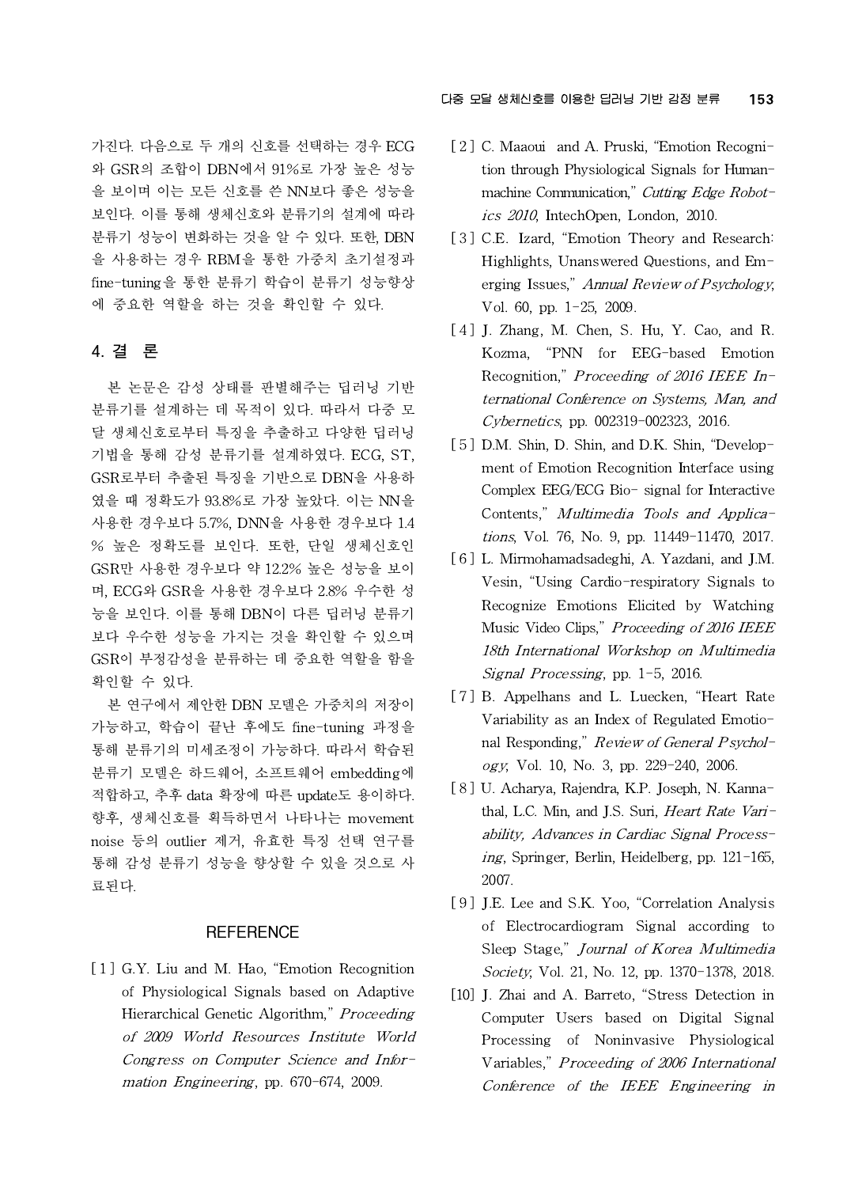가진다. 다음으로 두 개의 신호를 선택하는 경우 ECG와 GSR의 조합이 DBN에서 91%로 가장 높은 성능을 보이며 이는 모든 신호를 쓴 NN보다 좋은 성능을 보인다. 이를 통해 생체신호와 분류기의 설계에 따라 분류기 성능이 변화하는 것을 알 수 있다. 또한, DBN을 사용하는 경우 RBM을 통한 가중치 초기설정과 fine-tuning을 통한 분류기 학습이 분류기 성능향상에 중요한 역할을 하는 것을 확인할 수 있다.

## 4. 결 론

본 논문은 감성 상태를 판별해주는 딥러닝 기반 분류기를 설계하는 데 목적이 있다. 따라서 다중 모달 생체신호로부터 특징을 추출하고 다양한 딥러닝 기법을 통해 감성 분류기를 설계하였다. ECG, ST, GSR로부터 추출된 특징을 기반으로 DBN을 사용하였을 때 정확도가 93.8%로 가장 높았다. 이는 NN을 사용한 경우보다 5.7%, DNN을 사용한 경우보다 1.4% 높은 정확도를 보인다. 또한, 단일 생체신호인 GSR만 사용한 경우보다 약 12.2% 높은 성능을 보이며, ECG와 GSR을 사용한 경우보다 2.8% 우수한 성능을 보인다. 이를 통해 DBN이 다른 딥러닝 분류기보다 우수한 성능을 가지는 것을 확인할 수 있으며 GSR이 부정감성을 분류하는 데 중요한 역할을 함을 확인할 수 있다.

본 연구에서 제안한 DBN 모델은 가중치의 저장이 가능하고, 학습이 끝난 후에도 fine-tuning 과정을 통해 분류기의 미세조정이 가능하다. 따라서 학습된 분류기 모델은 하드웨어, 소프트웨어 embedding에 적합하고, 추후 data 확장에 따른 update도 용이하다. 향후, 생체신호를 획득하면서 나타나는 movement noise 등의 outlier 제거, 유효한 특징 선택 연구를 통해 감성 분류기 성능을 향상할 수 있을 것으로 사료된다.

## REFERENCE

[1] G.Y. Liu and M. Hao, "Emotion Recognition of Physiological Signals based on Adaptive Hierarchical Genetic Algorithm," *Proceeding of 2009 World Resources Institute World Congress on Computer Science and Information Engineering*, pp. 670-674, 2009.

[2] C. Maaoui and A. Pruski, "Emotion Recognition through Physiological Signals for Human-machine Communication," *Cutting Edge Robotics 2010*, IntechOpen, London, 2010.

[3] C.E. Izard, "Emotion Theory and Research: Highlights, Unanswered Questions, and Emerging Issues," *Annual Review of Psychology*, Vol. 60, pp. 1-25, 2009.

[4] J. Zhang, M. Chen, S. Hu, Y. Cao, and R. Kozma, "PNN for EEG-based Emotion Recognition," *Proceeding of 2016 IEEE International Conference on Systems, Man, and Cybernetics*, pp. 002319-002323, 2016.

[5] D.M. Shin, D. Shin, and D.K. Shin, "Development of Emotion Recognition Interface using Complex EEG/ECG Bio- signal for Interactive Contents," *Multimedia Tools and Applications*, Vol. 76, No. 9, pp. 11449-11470, 2017.

[6] L. Mirmohamadsadeghi, A. Yazdani, and J.M. Vesin, "Using Cardio-respiratory Signals to Recognize Emotions Elicited by Watching Music Video Clips," *Proceeding of 2016 IEEE 18th International Workshop on Multimedia Signal Processing*, pp. 1-5, 2016.

[7] B. Appelhans and L. Luecken, "Heart Rate Variability as an Index of Regulated Emotional Responding," *Review of General Psychology*, Vol. 10, No. 3, pp. 229-240, 2006.

[8] U. Acharya, Rajendra, K.P. Joseph, N. Kannathal, L.C. Min, and J.S. Suri, *Heart Rate Variability, Advances in Cardiac Signal Processing*, Springer, Berlin, Heidelberg, pp. 121-165, 2007.

[9] J.E. Lee and S.K. Yoo, "Correlation Analysis of Electrocardiogram Signal according to Sleep Stage," *Journal of Korea Multimedia Society*, Vol. 21, No. 12, pp. 1370-1378, 2018.

[10] J. Zhai and A. Barreto, "Stress Detection in Computer Users based on Digital Signal Processing of Noninvasive Physiological Variables," *Proceeding of 2006 International Conference of the IEEE Engineering in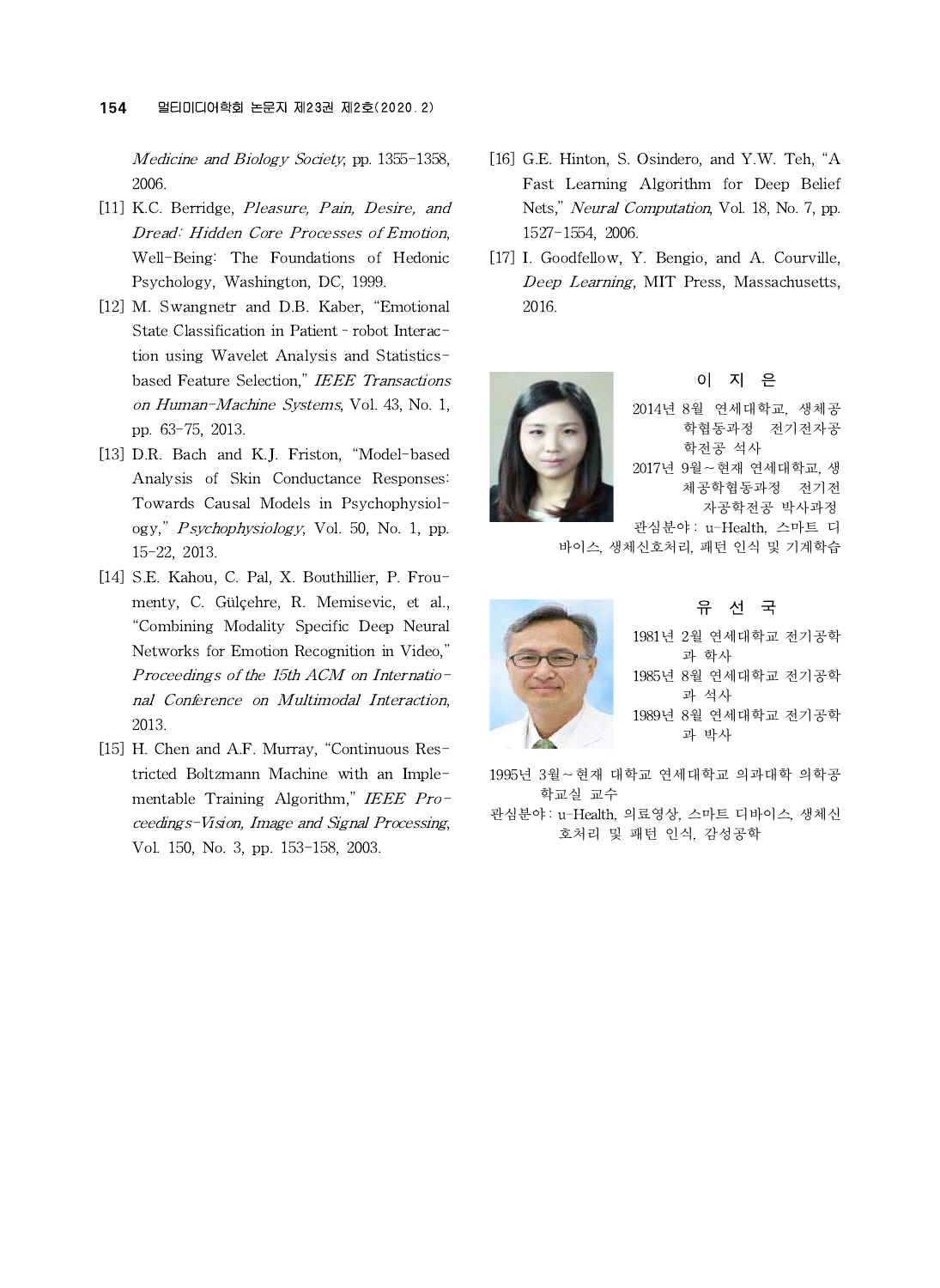*Medicine and Biology Society*, pp. 1355-1358, 2006.

[11] K.C. Berridge, *Pleasure, Pain, Desire, and Dread: Hidden Core Processes of Emotion*, Well-Being: The Foundations of Hedonic Psychology, Washington, DC, 1999.

[12] M. Swangnetr and D.B. Kaber, "Emotional State Classification in Patient–robot Interaction using Wavelet Analysis and Statistics-based Feature Selection," *IEEE Transactions on Human-Machine Systems*, Vol. 43, No. 1, pp. 63-75, 2013.

[13] D.R. Bach and K.J. Friston, "Model-based Analysis of Skin Conductance Responses: Towards Causal Models in Psychophysiology," *Psychophysiology*, Vol. 50, No. 1, pp. 15-22, 2013.

[14] S.E. Kahou, C. Pal, X. Bouthillier, P. Froumenty, C. Gülçehre, R. Memisevic, et al., "Combining Modality Specific Deep Neural Networks for Emotion Recognition in Video," *Proceedings of the 15th ACM on International Conference on Multimodal Interaction*, 2013.

[15] H. Chen and A.F. Murray, "Continuous Restricted Boltzmann Machine with an Implementable Training Algorithm," *IEEE Proceedings-Vision, Image and Signal Processing*, Vol. 150, No. 3, pp. 153-158, 2003.

[16] G.E. Hinton, S. Osindero, and Y.W. Teh, "A Fast Learning Algorithm for Deep Belief Nets," *Neural Computation*, Vol. 18, No. 7, pp. 1527-1554, 2006.

[17] I. Goodfellow, Y. Bengio, and A. Courville, *Deep Learning*, MIT Press, Massachusetts, 2016.

### 이 지 은

2014년 8월 연세대학교, 생체공학협동과정 전기전자공학전공 석사
2017년 9월~현재 연세대학교, 생체공학협동과정 전기전자공학전공 박사과정
관심분야 : u-Health, 스마트 디바이스, 생체신호처리, 패턴 인식 및 기계학습

### 유 선 국

1981년 2월 연세대학교 전기공학과 학사
1985년 8월 연세대학교 전기공학과 석사
1989년 8월 연세대학교 전기공학과 박사
1995년 3월~현재 대학교 연세대학교 의과대학 의학공학교실 교수
관심분야 : u-Health, 의료영상, 스마트 디바이스, 생체신호처리 및 패턴 인식, 감성공학